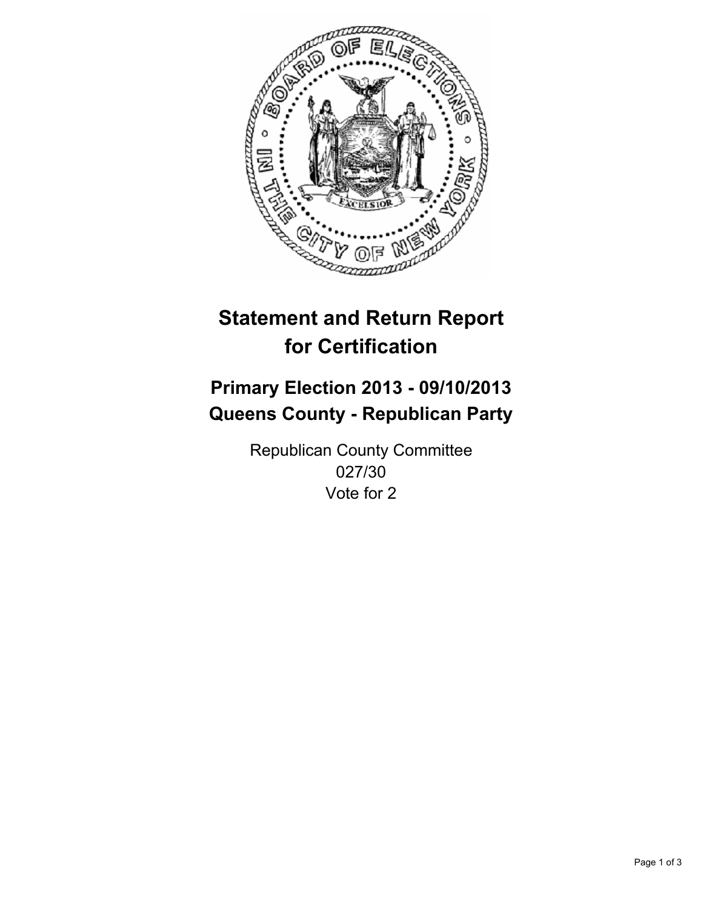# Statement and Return Report for Certification

## Primary Election 2013 - 09/10/2013
## Queens County - Republican Party

Republican County Committee
027/30
Vote for 2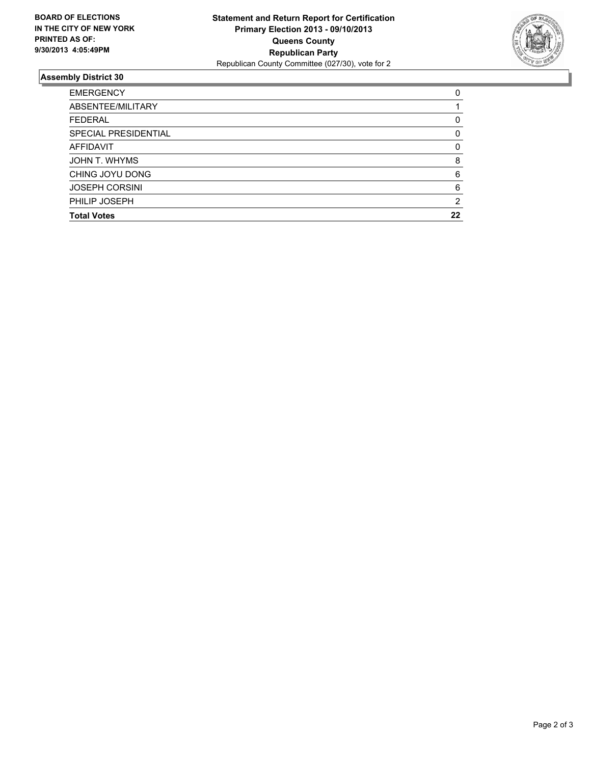**BOARD OF ELECTIONS IN THE CITY OF NEW YORK PRINTED AS OF: 9/30/2013 4:05:49PM**

**Statement and Return Report for Certification**
**Primary Election 2013 - 09/10/2013**
**Queens County**
**Republican Party**
Republican County Committee (027/30), vote for 2

## Assembly District 30

| | |
|---|---|
| EMERGENCY | 0 |
| ABSENTEE/MILITARY | 1 |
| FEDERAL | 0 |
| SPECIAL PRESIDENTIAL | 0 |
| AFFIDAVIT | 0 |
| JOHN T. WHYMS | 8 |
| CHING JOYU DONG | 6 |
| JOSEPH CORSINI | 6 |
| PHILIP JOSEPH | 2 |
| **Total Votes** | **22** |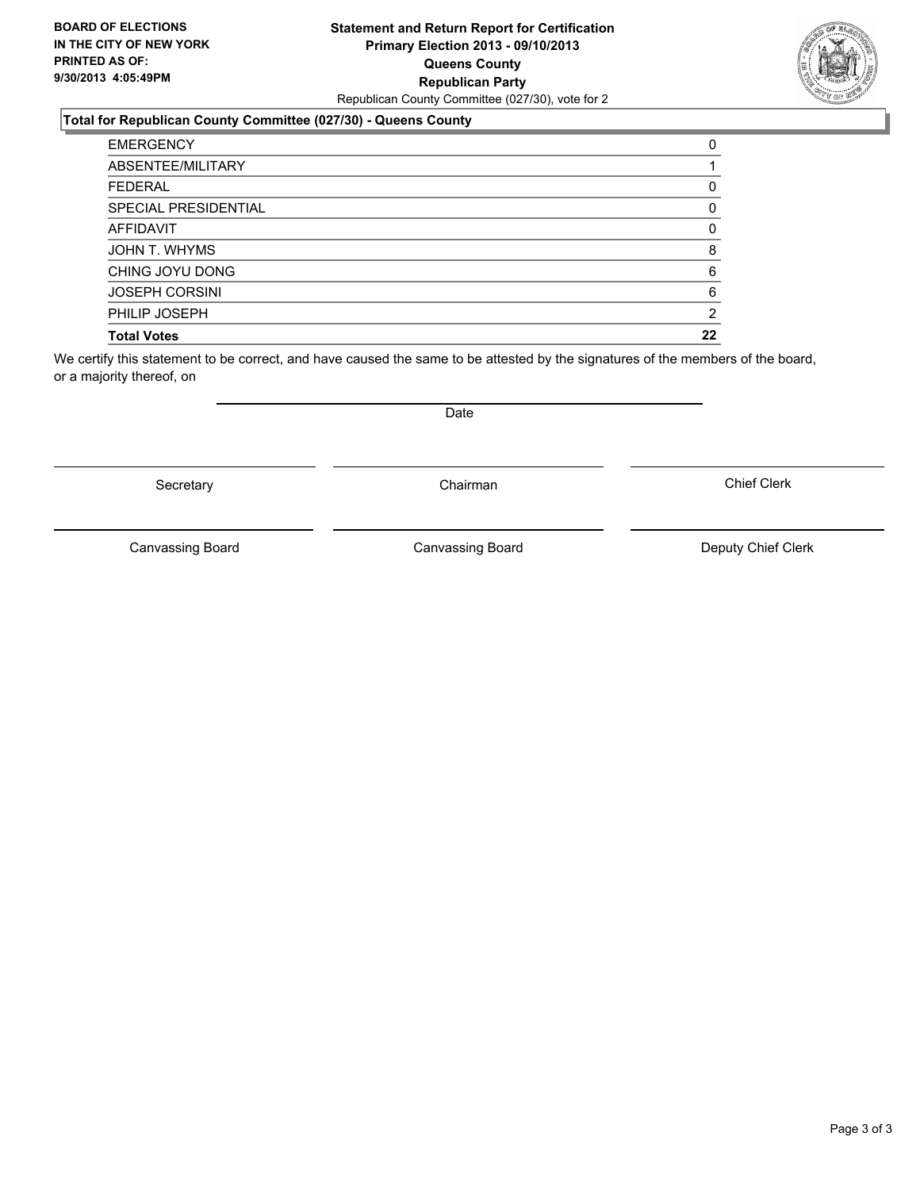**BOARD OF ELECTIONS IN THE CITY OF NEW YORK PRINTED AS OF: 9/30/2013 4:05:49PM**

**Statement and Return Report for Certification**
**Primary Election 2013 - 09/10/2013**
**Queens County**
**Republican Party**
Republican County Committee (027/30), vote for 2

**Total for Republican County Committee (027/30) - Queens County**

| | |
|---|---|
| EMERGENCY | 0 |
| ABSENTEE/MILITARY | 1 |
| FEDERAL | 0 |
| SPECIAL PRESIDENTIAL | 0 |
| AFFIDAVIT | 0 |
| JOHN T. WHYMS | 8 |
| CHING JOYU DONG | 6 |
| JOSEPH CORSINI | 6 |
| PHILIP JOSEPH | 2 |
| **Total Votes** | **22** |

We certify this statement to be correct, and have caused the same to be attested by the signatures of the members of the board, or a majority thereof, on

Date

Secretary

Chairman

Chief Clerk

Canvassing Board

Canvassing Board

Deputy Chief Clerk